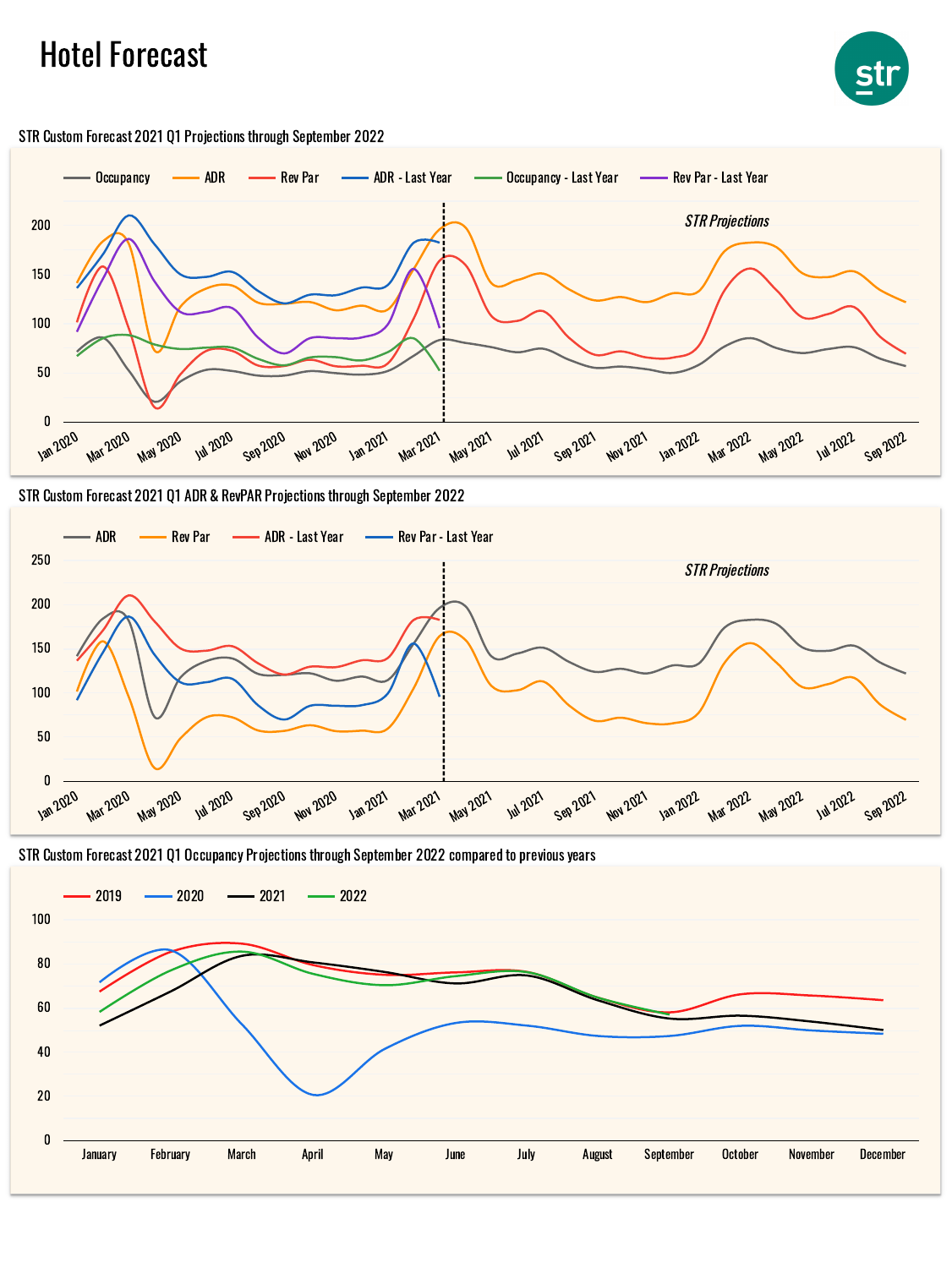# Hotel Forecast

STR Custom Forecast 2021 Q1 Projections through September 2022

Occupancy | ADR | Rev Par | ADR - Last Year | Occupancy - Last Year | Rev Par - Last Year

*STR Projections*

STR Custom Forecast 2021 Q1 ADR & RevPAR Projections through September 2022

ADR | Rev Par | ADR - Last Year | Rev Par - Last Year

*STR Projections*

STR Custom Forecast 2021 Q1 Occupancy Projections through September 2022 compared to previous years

2019 | 2020 | 2021 | 2022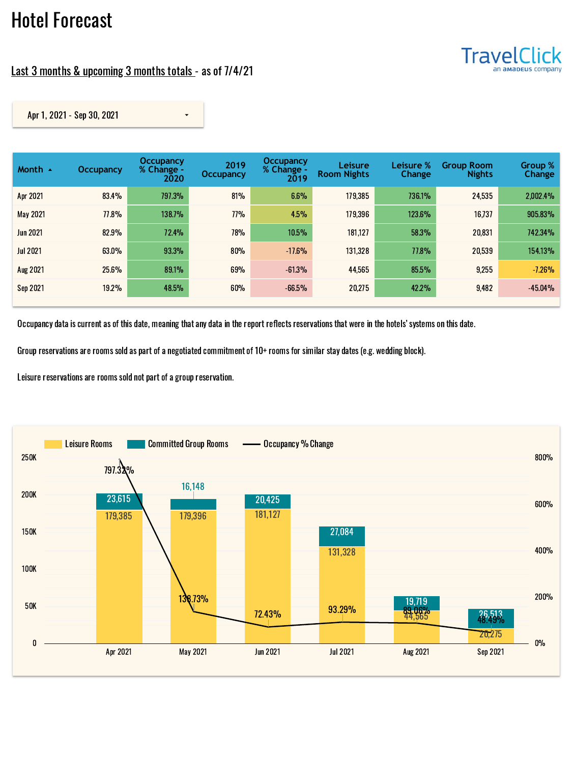# Hotel Forecast

TravelClick
an AMADEUS company

Last 3 months & upcoming 3 months totals - as of 7/4/21

Apr 1, 2021 - Sep 30, 2021

| Month ▲ | Occupancy | Occupancy % Change - 2020 | 2019 Occupancy | Occupancy % Change - 2019 | Leisure Room Nights | Leisure % Change | Group Room Nights | Group % Change |
|---|---|---|---|---|---|---|---|---|
| Apr 2021 | 83.4% | 797.3% | 81% | 6.6% | 179,385 | 736.1% | 24,535 | 2,002.4% |
| May 2021 | 77.8% | 138.7% | 77% | 4.5% | 179,396 | 123.6% | 16,737 | 905.83% |
| Jun 2021 | 82.9% | 72.4% | 78% | 10.5% | 181,127 | 58.3% | 20,831 | 742.34% |
| Jul 2021 | 63.0% | 93.3% | 80% | -17.6% | 131,328 | 77.8% | 20,539 | 154.13% |
| Aug 2021 | 25.6% | 89.1% | 69% | -61.3% | 44,565 | 85.5% | 9,255 | -7.26% |
| Sep 2021 | 19.2% | 48.5% | 60% | -66.5% | 20,275 | 42.2% | 9,482 | -45.04% |

Occupancy data is current as of this date, meaning that any data in the report reflects reservations that were in the hotels' systems on this date.

Group reservations are rooms sold as part of a negotiated commitment of 10+ rooms for similar stay dates (e.g. wedding block).

Leisure reservations are rooms sold not part of a group reservation.

Leisure Rooms
Committed Group Rooms
Occupancy % Change

250K
200K
150K
100K
50K
0

800%
600%
400%
200%
0%

797.32%
23,615
179,385
16,148
179,396
138.73%
20,425
181,127
72.43%
27,084
131,328
93.29%
19,719
89.06%
44,565
26,513
48.49%
20,275

Apr 2021
May 2021
Jun 2021
Jul 2021
Aug 2021
Sep 2021